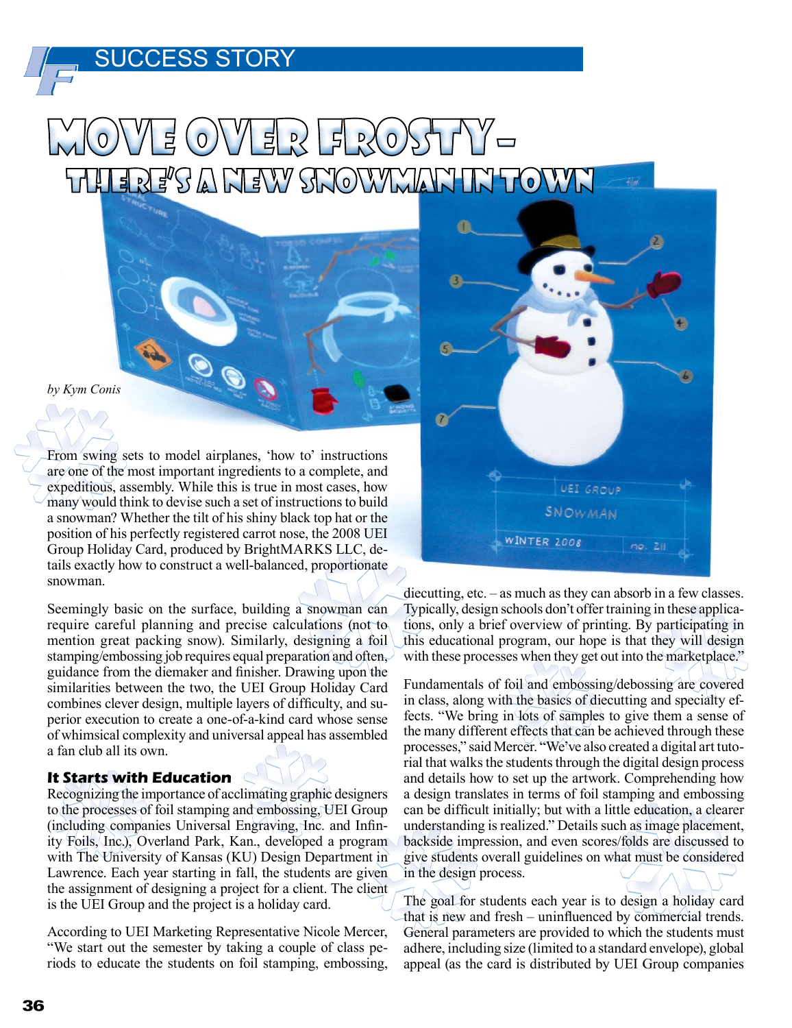SUCCESS STORY

# Move Over Frosty – There's a New Snowman in Town

*by Kym Conis*

From swing sets to model airplanes, 'how to' instructions are one of the most important ingredients to a complete, and expeditious, assembly. While this is true in most cases, how many would think to devise such a set of instructions to build a snowman? Whether the tilt of his shiny black top hat or the position of his perfectly registered carrot nose, the 2008 UEI Group Holiday Card, produced by BrightMARKS LLC, details exactly how to construct a well-balanced, proportionate snowman.

Seemingly basic on the surface, building a snowman can require careful planning and precise calculations (not to mention great packing snow). Similarly, designing a foil stamping/embossing job requires equal preparation and often, guidance from the diemaker and finisher. Drawing upon the similarities between the two, the UEI Group Holiday Card combines clever design, multiple layers of difficulty, and superior execution to create a one-of-a-kind card whose sense of whimsical complexity and universal appeal has assembled a fan club all its own.

### It Starts with Education

Recognizing the importance of acclimating graphic designers to the processes of foil stamping and embossing, UEI Group (including companies Universal Engraving, Inc. and Infinity Foils, Inc.), Overland Park, Kan., developed a program with The University of Kansas (KU) Design Department in Lawrence. Each year starting in fall, the students are given the assignment of designing a project for a client. The client is the UEI Group and the project is a holiday card.

According to UEI Marketing Representative Nicole Mercer, "We start out the semester by taking a couple of class periods to educate the students on foil stamping, embossing, diecutting, etc. – as much as they can absorb in a few classes. Typically, design schools don't offer training in these applications, only a brief overview of printing. By participating in this educational program, our hope is that they will design with these processes when they get out into the marketplace."

Fundamentals of foil and embossing/debossing are covered in class, along with the basics of diecutting and specialty effects. "We bring in lots of samples to give them a sense of the many different effects that can be achieved through these processes," said Mercer. "We've also created a digital art tutorial that walks the students through the digital design process and details how to set up the artwork. Comprehending how a design translates in terms of foil stamping and embossing can be difficult initially; but with a little education, a clearer understanding is realized." Details such as image placement, backside impression, and even scores/folds are discussed to give students overall guidelines on what must be considered in the design process.

The goal for students each year is to design a holiday card that is new and fresh – uninfluenced by commercial trends. General parameters are provided to which the students must adhere, including size (limited to a standard envelope), global appeal (as the card is distributed by UEI Group companies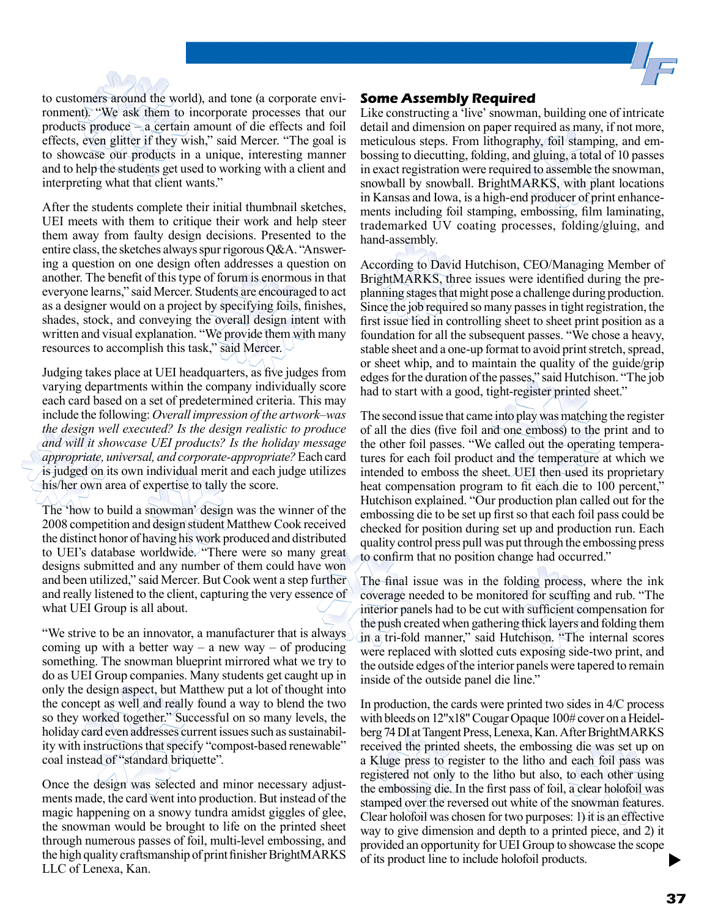to customers around the world), and tone (a corporate environment). "We ask them to incorporate processes that our products produce – a certain amount of die effects and foil effects, even glitter if they wish," said Mercer. "The goal is to showcase our products in a unique, interesting manner and to help the students get used to working with a client and interpreting what that client wants."

After the students complete their initial thumbnail sketches, UEI meets with them to critique their work and help steer them away from faulty design decisions. Presented to the entire class, the sketches always spur rigorous Q&A. "Answering a question on one design often addresses a question on another. The benefit of this type of forum is enormous in that everyone learns," said Mercer. Students are encouraged to act as a designer would on a project by specifying foils, finishes, shades, stock, and conveying the overall design intent with written and visual explanation. "We provide them with many resources to accomplish this task," said Mercer.

Judging takes place at UEI headquarters, as five judges from varying departments within the company individually score each card based on a set of predetermined criteria. This may include the following: *Overall impression of the artwork–was the design well executed? Is the design realistic to produce and will it showcase UEI products? Is the holiday message appropriate, universal, and corporate-appropriate?* Each card is judged on its own individual merit and each judge utilizes his/her own area of expertise to tally the score.

The 'how to build a snowman' design was the winner of the 2008 competition and design student Matthew Cook received the distinct honor of having his work produced and distributed to UEI's database worldwide. "There were so many great designs submitted and any number of them could have won and been utilized," said Mercer. But Cook went a step further and really listened to the client, capturing the very essence of what UEI Group is all about.

"We strive to be an innovator, a manufacturer that is always coming up with a better way – a new way – of producing something. The snowman blueprint mirrored what we try to do as UEI Group companies. Many students get caught up in only the design aspect, but Matthew put a lot of thought into the concept as well and really found a way to blend the two so they worked together." Successful on so many levels, the holiday card even addresses current issues such as sustainability with instructions that specify "compost-based renewable" coal instead of "standard briquette".

Once the design was selected and minor necessary adjustments made, the card went into production. But instead of the magic happening on a snowy tundra amidst giggles of glee, the snowman would be brought to life on the printed sheet through numerous passes of foil, multi-level embossing, and the high quality craftsmanship of print finisher BrightMARKS LLC of Lenexa, Kan.

### Some Assembly Required

Like constructing a 'live' snowman, building one of intricate detail and dimension on paper required as many, if not more, meticulous steps. From lithography, foil stamping, and embossing to diecutting, folding, and gluing, a total of 10 passes in exact registration were required to assemble the snowman, snowball by snowball. BrightMARKS, with plant locations in Kansas and Iowa, is a high-end producer of print enhancements including foil stamping, embossing, film laminating, trademarked UV coating processes, folding/gluing, and hand-assembly.

According to David Hutchison, CEO/Managing Member of BrightMARKS, three issues were identified during the preplanning stages that might pose a challenge during production. Since the job required so many passes in tight registration, the first issue lied in controlling sheet to sheet print position as a foundation for all the subsequent passes. "We chose a heavy, stable sheet and a one-up format to avoid print stretch, spread, or sheet whip, and to maintain the quality of the guide/grip edges for the duration of the passes," said Hutchison. "The job had to start with a good, tight-register printed sheet."

The second issue that came into play was matching the register of all the dies (five foil and one emboss) to the print and to the other foil passes. "We called out the operating temperatures for each foil product and the temperature at which we intended to emboss the sheet. UEI then used its proprietary heat compensation program to fit each die to 100 percent," Hutchison explained. "Our production plan called out for the embossing die to be set up first so that each foil pass could be checked for position during set up and production run. Each quality control press pull was put through the embossing press to confirm that no position change had occurred."

The final issue was in the folding process, where the ink coverage needed to be monitored for scuffing and rub. "The interior panels had to be cut with sufficient compensation for the push created when gathering thick layers and folding them in a tri-fold manner," said Hutchison. "The internal scores were replaced with slotted cuts exposing side-two print, and the outside edges of the interior panels were tapered to remain inside of the outside panel die line."

In production, the cards were printed two sides in 4/C process with bleeds on 12"x18" Cougar Opaque 100# cover on a Heidelberg 74 DI at Tangent Press, Lenexa, Kan. After BrightMARKS received the printed sheets, the embossing die was set up on a Kluge press to register to the litho and each foil pass was registered not only to the litho but also, to each other using the embossing die. In the first pass of foil, a clear holofoil was stamped over the reversed out white of the snowman features. Clear holofoil was chosen for two purposes: 1) it is an effective way to give dimension and depth to a printed piece, and 2) it provided an opportunity for UEI Group to showcase the scope of its product line to include holofoil products.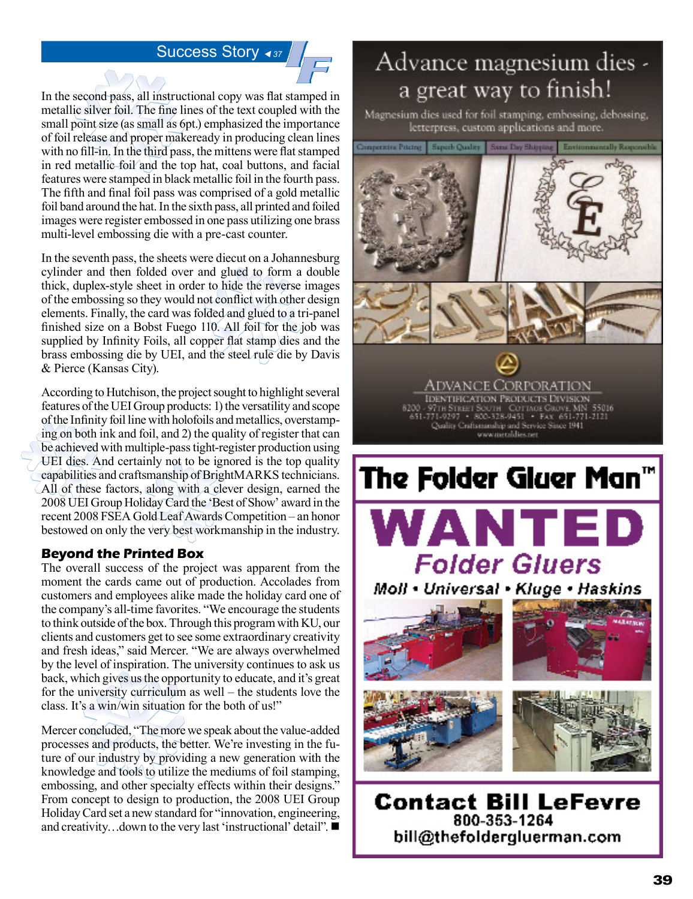In the second pass, all instructional copy was flat stamped in metallic silver foil. The fine lines of the text coupled with the small point size (as small as 6pt.) emphasized the importance of foil release and proper makeready in producing clean lines with no fill-in. In the third pass, the mittens were flat stamped in red metallic foil and the top hat, coal buttons, and facial features were stamped in black metallic foil in the fourth pass. The fifth and final foil pass was comprised of a gold metallic foil band around the hat. In the sixth pass, all printed and foiled images were register embossed in one pass utilizing one brass multi-level embossing die with a pre-cast counter.

In the seventh pass, the sheets were diecut on a Johannesburg cylinder and then folded over and glued to form a double thick, duplex-style sheet in order to hide the reverse images of the embossing so they would not conflict with other design elements. Finally, the card was folded and glued to a tri-panel finished size on a Bobst Fuego 110. All foil for the job was supplied by Infinity Foils, all copper flat stamp dies and the brass embossing die by UEI, and the steel rule die by Davis & Pierce (Kansas City).

According to Hutchison, the project sought to highlight several features of the UEI Group products: 1) the versatility and scope of the Infinity foil line with holofoils and metallics, overstamping on both ink and foil, and 2) the quality of register that can be achieved with multiple-pass tight-register production using UEI dies. And certainly not to be ignored is the top quality capabilities and craftsmanship of BrightMARKS technicians. All of these factors, along with a clever design, earned the 2008 UEI Group Holiday Card the 'Best of Show' award in the recent 2008 FSEA Gold Leaf Awards Competition – an honor bestowed on only the very best workmanship in the industry.

### Beyond the Printed Box

The overall success of the project was apparent from the moment the cards came out of production. Accolades from customers and employees alike made the holiday card one of the company's all-time favorites. "We encourage the students to think outside of the box. Through this program with KU, our clients and customers get to see some extraordinary creativity and fresh ideas," said Mercer. "We are always overwhelmed by the level of inspiration. The university continues to ask us back, which gives us the opportunity to educate, and it's great for the university curriculum as well – the students love the class. It's a win/win situation for the both of us!"

Mercer concluded, "The more we speak about the value-added processes and products, the better. We're investing in the future of our industry by providing a new generation with the knowledge and tools to utilize the mediums of foil stamping, embossing, and other specialty effects within their designs." From concept to design to production, the 2008 UEI Group Holiday Card set a new standard for "innovation, engineering, and creativity…down to the very last 'instructional' detail". ■

Advance magnesium dies - a great way to finish!

Magnesium dies used for foil stamping, embossing, debossing, letterpress, custom applications and more.

Competitive Pricing | Superb Quality | Same Day Shipping | Environmentally Responsible

ADVANCE CORPORATION
IDENTIFICATION PRODUCTS DIVISION
8200 - 97TH STREET SOUTH COTTAGE GROVE, MN 55016
651-771-9297 • 800-328-9451 • FAX 651-771-2121
Quality Craftsmanship and Service Since 1941
www.metaldies.net

The Folder Gluer Man™

WANTED
Folder Gluers
Moll • Universal • Kluge • Haskins

Contact Bill LeFevre
800-353-1264
bill@thefoldergluerman.com